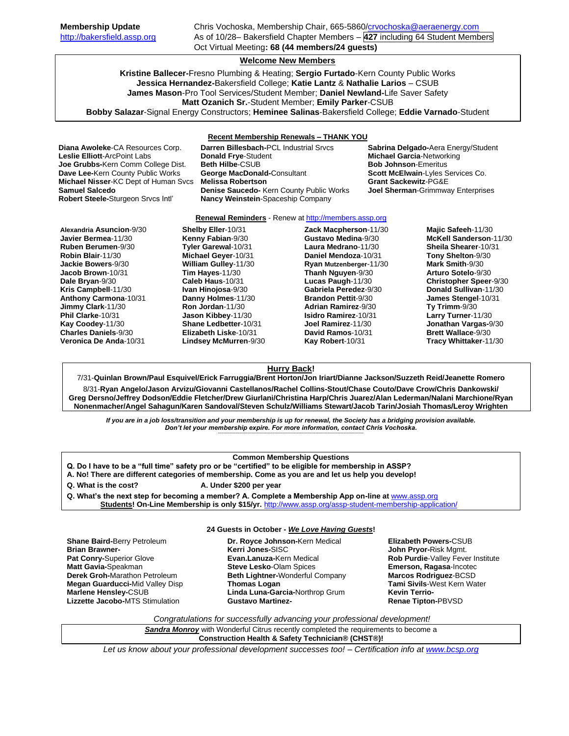**Membership Update**
http://bakersfield.assp.org

Chris Vochoska, Membership Chair, 665-5860/crvochoska@aeraenergy.com
As of 10/28– Bakersfield Chapter Members – **427** including 64 Student Members
Oct Virtual Meeting**: 68 (44 members/24 guests)**

## Welcome New Members

**Kristine Ballecer-**Fresno Plumbing & Heating; **Sergio Furtado**-Kern County Public Works
**Jessica Hernandez-**Bakersfield College; **Katie Lantz** & **Nathalie Larios** – CSUB
**James Mason**-Pro Tool Services/Student Member; **Daniel Newland-**Life Saver Safety
**Matt Ozanich Sr.**-Student Member; **Emily Parker**-CSUB
**Bobby Salazar**-Signal Energy Constructors; **Heminee Salinas**-Bakersfield College; **Eddie Varnado**-Student

## Recent Membership Renewals – THANK YOU

**Diana Awoleke**-CA Resources Corp.
**Leslie Elliott**-ArcPoint Labs
**Joe Grubbs**-Kern Comm College Dist.
**Dave Lee**-Kern County Public Works
**Michael Nisser**-KC Dept of Human Svcs
**Samuel Salcedo**
**Robert Steele-**Sturgeon Srvcs Intl'
**Darren Billesbach-**PCL Industrial Srvcs
**Donald Frye**-Student
**Beth Hilbe**-CSUB
**George MacDonald-**Consultant
**Melissa Robertson**
**Denise Saucedo-** Kern County Public Works
**Nancy Weinstein**-Spaceship Company
**Sabrina Delgado-**Aera Energy/Student
**Michael Garcia**-Networking
**Bob Johnson**-Emeritus
**Scott McElwain**-Lyles Services Co.
**Grant Sackewitz**-PG&E
**Joel Sherman**-Grimmway Enterprises

## Renewal Reminders - Renew at http://members.assp.org

**Alexandria Asuncion**-9/30
**Javier Bermea**-11/30
**Ruben Berumen**-9/30
**Robin Blair**-11/30
**Jackie Bowers**-9/30
**Jacob Brown**-10/31
**Dale Bryan**-9/30
**Kris Campbell**-11/30
**Anthony Carmona**-10/31
**Jimmy Clark**-11/30
**Phil Clarke**-10/31
**Kay Coodey**-11/30
**Charles Daniels**-9/30
**Veronica De Anda**-10/31
**Shelby Eller**-10/31
**Kenny Fabian**-9/30
**Tyler Garewal**-10/31
**Michael Geyer**-10/31
**William Gulley**-11/30
**Tim Hayes**-11/30
**Caleb Haus**-10/31
**Ivan Hinojosa**-9/30
**Danny Holmes**-11/30
**Ron Jordan**-11/30
**Jason Kibbey**-11/30
**Shane Ledbetter**-10/31
**Elizabeth Liske**-10/31
**Lindsey McMurren**-9/30
**Zack Macpherson**-11/30
**Gustavo Medina**-9/30
**Laura Medrano**-11/30
**Daniel Mendoza**-10/31
**Ryan Mutzenberger**-11/30
**Thanh Nguyen**-9/30
**Lucas Paugh**-11/30
**Gabriela Peredez**-9/30
**Brandon Pettit**-9/30
**Adrian Ramirez**-9/30
**Isidro Ramirez**-10/31
**Joel Ramirez**-11/30
**David Ramos**-10/31
**Kay Robert**-10/31
**Majic Safeeh**-11/30
**McKell Sanderson**-11/30
**Sheila Shearer**-10/31
**Tony Shelton**-9/30
**Mark Smith**-9/30
**Arturo Sotelo**-9/30
**Christopher Speer**-9/30
**Donald Sullivan**-11/30
**James Stengel**-10/31
**Ty Trimm**-9/30
**Larry Turner**-11/30
**Jonathan Vargas**-9/30
**Brett Wallace**-9/30
**Tracy Whittaker**-11/30

## Hurry Back!

7/31-**Quinlan Brown/Paul Esquivel/Erick Farruggia/Brent Horton/Jon Iriart/Dianne Jackson/Suzzeth Reid/Jeanette Romero**

8/31-**Ryan Angelo/Jason Arvizu/Giovanni Castellanos/Rachel Collins-Stout/Chase Couto/Dave Crow/Chris Dankowski/ Greg Dersno/Jeffrey Dodson/Eddie Fletcher/Drew Giurlani/Christina Harp/Chris Juarez/Alan Lederman/Nalani Marchione/Ryan Nonenmacher/Angel Sahagun/Karen Sandoval/Steven Schulz/Williams Stewart/Jacob Tarin/Josiah Thomas/Leroy Wrighten**

***If you are in a job loss/transition and your membership is up for renewal, the Society has a bridging provision available. Don't let your membership expire. For more information, contact Chris Vochoska.***

## Common Membership Questions

**Q. Do I have to be a "full time" safety pro or be "certified" to be eligible for membership in ASSP?**
**A. No! There are different categories of membership. Come as you are and let us help you develop!**

**Q. What is the cost?** **A. Under $200 per year**

**Q. What's the next step for becoming a member? A. Complete a Membership App on-line at** www.assp.org
**Students! On-Line Membership is only $15/yr.** http://www.assp.org/assp-student-membership-application/

## 24 Guests in October - *We Love Having Guests*!

**Shane Baird-**Berry Petroleum
**Brian Brawner-**
**Pat Conry-**Superior Glove
**Matt Gavia-**Speakman
**Derek Groh-**Marathon Petroleum
**Megan Guarducci-**Mid Valley Disp
**Marlene Hensley-**CSUB
**Lizzette Jacobo-**MTS Stimulation
**Dr. Royce Johnson-**Kern Medical
**Kerri Jones-**SISC
**Evan.Lanuza-**Kern Medical
**Steve Lesko-**Olam Spices
**Beth Lightner-**Wonderful Company
**Thomas Logan**
**Linda Luna-Garcia-**Northrop Grum
**Gustavo Martinez-**
**Elizabeth Powers-**CSUB
**John Pryor-**Risk Mgmt.
**Rob Purdie**-Valley Fever Institute
**Emerson, Ragasa-**Incotec
**Marcos Rodriguez**-BCSD
**Tami Sivils**-West Kern Water
**Kevin Terrio-**
**Renae Tipton-**PBVSD

*Congratulations for successfully advancing your professional development!*

***Sandra Monroy*** with Wonderful Citrus recently completed the requirements to become a **Construction Health & Safety Technician® (CHST®)!**

*Let us know about your professional development successes too! – Certification info at www.bcsp.org*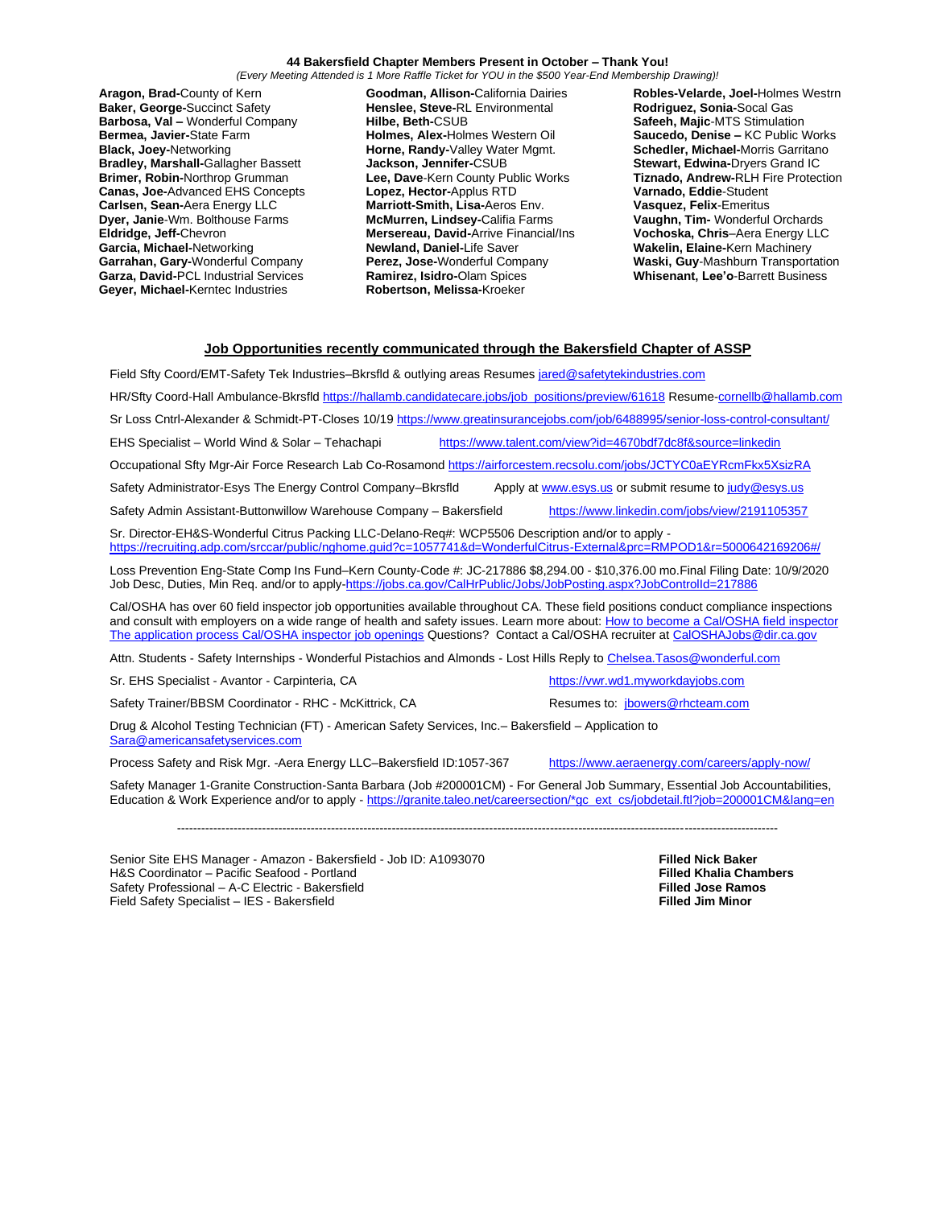**44 Bakersfield Chapter Members Present in October – Thank You!**

*(Every Meeting Attended is 1 More Raffle Ticket for YOU in the $500 Year-End Membership Drawing)!*

**Aragon, Brad-**County of Kern
**Baker, George-**Succinct Safety
**Barbosa, Val –** Wonderful Company
**Bermea, Javier-**State Farm
**Black, Joey-**Networking
**Bradley, Marshall-**Gallagher Bassett
**Brimer, Robin-**Northrop Grumman
**Canas, Joe-**Advanced EHS Concepts
**Carlsen, Sean-**Aera Energy LLC
**Dyer, Janie**-Wm. Bolthouse Farms
**Eldridge, Jeff-**Chevron
**Garcia, Michael-**Networking
**Garrahan, Gary-**Wonderful Company
**Garza, David-**PCL Industrial Services
**Geyer, Michael-**Kerntec Industries
**Goodman, Allison-**California Dairies
**Henslee, Steve-**RL Environmental
**Hilbe, Beth-**CSUB
**Holmes, Alex-**Holmes Western Oil
**Horne, Randy-**Valley Water Mgmt.
**Jackson, Jennifer-**CSUB
**Lee, Dave**-Kern County Public Works
**Lopez, Hector-**Applus RTD
**Marriott-Smith, Lisa-**Aeros Env.
**McMurren, Lindsey-**Califia Farms
**Mersereau, David-**Arrive Financial/Ins
**Newland, Daniel-**Life Saver
**Perez, Jose-**Wonderful Company
**Ramirez, Isidro-**Olam Spices
**Robertson, Melissa-**Kroeker
**Robles-Velarde, Joel-**Holmes Westrn
**Rodriguez, Sonia-**Socal Gas
**Safeeh, Majic**-MTS Stimulation
**Saucedo, Denise –** KC Public Works
**Schedler, Michael-**Morris Garritano
**Stewart, Edwina-**Dryers Grand IC
**Tiznado, Andrew-**RLH Fire Protection
**Varnado, Eddie**-Student
**Vasquez, Felix**-Emeritus
**Vaughn, Tim-** Wonderful Orchards
**Vochoska, Chris**–Aera Energy LLC
**Wakelin, Elaine-**Kern Machinery
**Waski, Guy**-Mashburn Transportation
**Whisenant, Lee'o**-Barrett Business

## Job Opportunities recently communicated through the Bakersfield Chapter of ASSP

Field Sfty Coord/EMT-Safety Tek Industries–Bkrsfld & outlying areas Resumes jared@safetytekindustries.com

HR/Sfty Coord-Hall Ambulance-Bkrsfld https://hallamb.candidatecare.jobs/job_positions/preview/61618 Resume-cornellb@hallamb.com

Sr Loss Cntrl-Alexander & Schmidt-PT-Closes 10/19 https://www.greatinsurancejobs.com/job/6488995/senior-loss-control-consultant/

EHS Specialist – World Wind & Solar – Tehachapi https://www.talent.com/view?id=4670bdf7dc8f&source=linkedin

Occupational Sfty Mgr-Air Force Research Lab Co-Rosamond https://airforcestem.recsolu.com/jobs/JCTYC0aEYRcmFkx5XsizRA

Safety Administrator-Esys The Energy Control Company–Bkrsfld Apply at www.esys.us or submit resume to judy@esys.us

Safety Admin Assistant-Buttonwillow Warehouse Company – Bakersfield https://www.linkedin.com/jobs/view/2191105357

Sr. Director-EH&S-Wonderful Citrus Packing LLC-Delano-Req#: WCP5506 Description and/or to apply - https://recruiting.adp.com/srccar/public/nghome.guid?c=1057741&d=WonderfulCitrus-External&prc=RMPOD1&r=5000642169206#/

Loss Prevention Eng-State Comp Ins Fund–Kern County-Code #: JC-217886 $8,294.00 - $10,376.00 mo.Final Filing Date: 10/9/2020 Job Desc, Duties, Min Req. and/or to apply-https://jobs.ca.gov/CalHrPublic/Jobs/JobPosting.aspx?JobControlId=217886

Cal/OSHA has over 60 field inspector job opportunities available throughout CA. These field positions conduct compliance inspections and consult with employers on a wide range of health and safety issues. Learn more about: How to become a Cal/OSHA field inspector The application process Cal/OSHA inspector job openings Questions? Contact a Cal/OSHA recruiter at CalOSHAJobs@dir.ca.gov

Attn. Students - Safety Internships - Wonderful Pistachios and Almonds - Lost Hills Reply to Chelsea.Tasos@wonderful.com

Sr. EHS Specialist - Avantor - Carpinteria, CA https://vwr.wd1.myworkdayjobs.com

Safety Trainer/BBSM Coordinator - RHC - McKittrick, CA Resumes to: jbowers@rhcteam.com

Drug & Alcohol Testing Technician (FT) - American Safety Services, Inc.– Bakersfield – Application to Sara@americansafetyservices.com

Process Safety and Risk Mgr. -Aera Energy LLC–Bakersfield ID:1057-367 https://www.aeraenergy.com/careers/apply-now/

Safety Manager 1-Granite Construction-Santa Barbara (Job #200001CM) - For General Job Summary, Essential Job Accountabilities, Education & Work Experience and/or to apply - https://granite.taleo.net/careersection/*gc_ext_cs/jobdetail.ftl?job=200001CM&lang=en

---

Senior Site EHS Manager - Amazon - Bakersfield - Job ID: A1093070 — **Filled Nick Baker**
H&S Coordinator – Pacific Seafood - Portland — **Filled Khalia Chambers**
Safety Professional – A-C Electric - Bakersfield — **Filled Jose Ramos**
Field Safety Specialist – IES - Bakersfield — **Filled Jim Minor**